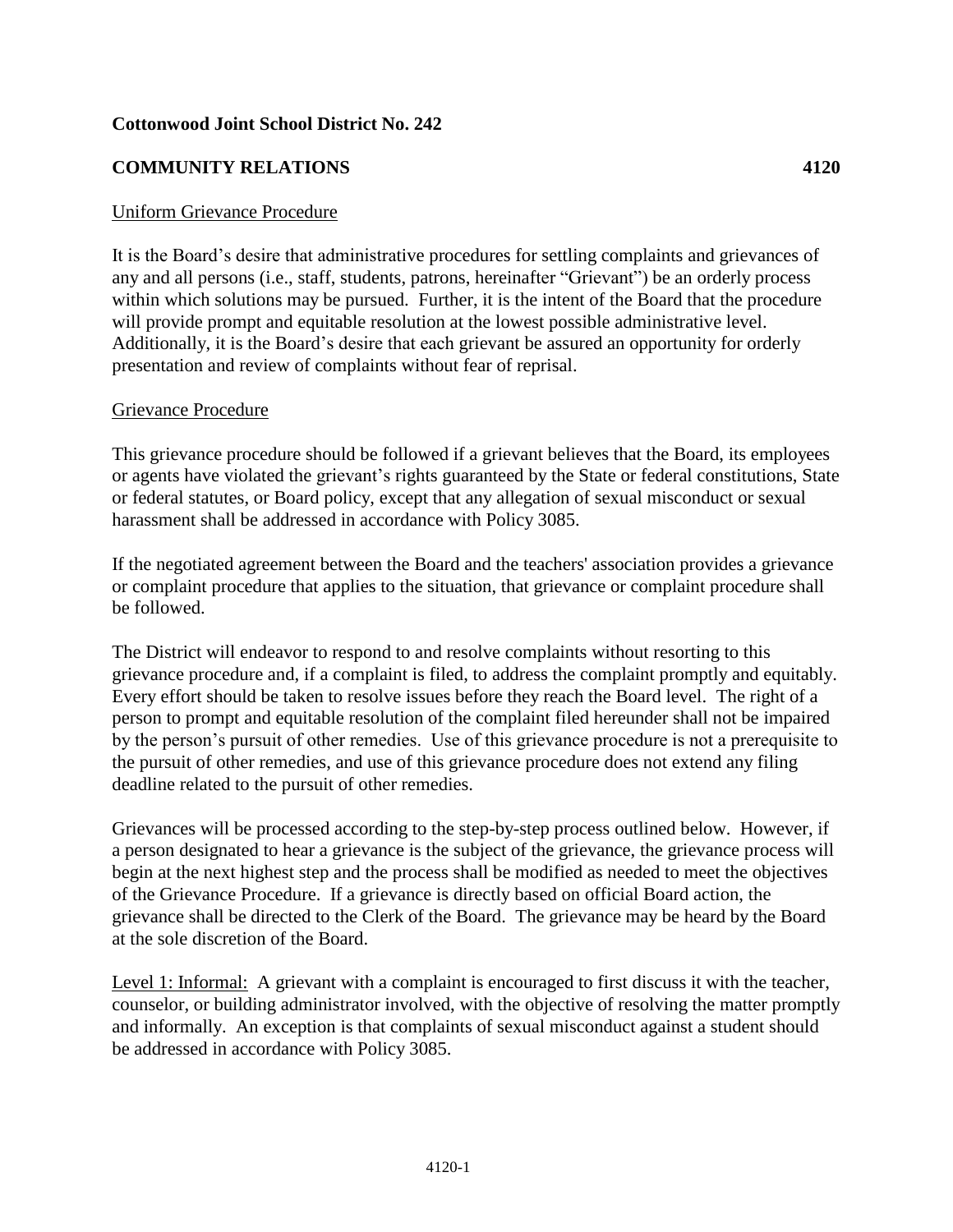**Cottonwood Joint School District No. 242**

**COMMUNITY RELATIONS 4120**

Uniform Grievance Procedure

It is the Board's desire that administrative procedures for settling complaints and grievances of any and all persons (i.e., staff, students, patrons, hereinafter "Grievant") be an orderly process within which solutions may be pursued. Further, it is the intent of the Board that the procedure will provide prompt and equitable resolution at the lowest possible administrative level. Additionally, it is the Board's desire that each grievant be assured an opportunity for orderly presentation and review of complaints without fear of reprisal.

Grievance Procedure

This grievance procedure should be followed if a grievant believes that the Board, its employees or agents have violated the grievant's rights guaranteed by the State or federal constitutions, State or federal statutes, or Board policy, except that any allegation of sexual misconduct or sexual harassment shall be addressed in accordance with Policy 3085.

If the negotiated agreement between the Board and the teachers' association provides a grievance or complaint procedure that applies to the situation, that grievance or complaint procedure shall be followed.

The District will endeavor to respond to and resolve complaints without resorting to this grievance procedure and, if a complaint is filed, to address the complaint promptly and equitably. Every effort should be taken to resolve issues before they reach the Board level. The right of a person to prompt and equitable resolution of the complaint filed hereunder shall not be impaired by the person's pursuit of other remedies. Use of this grievance procedure is not a prerequisite to the pursuit of other remedies, and use of this grievance procedure does not extend any filing deadline related to the pursuit of other remedies.

Grievances will be processed according to the step-by-step process outlined below. However, if a person designated to hear a grievance is the subject of the grievance, the grievance process will begin at the next highest step and the process shall be modified as needed to meet the objectives of the Grievance Procedure. If a grievance is directly based on official Board action, the grievance shall be directed to the Clerk of the Board. The grievance may be heard by the Board at the sole discretion of the Board.

Level 1: Informal: A grievant with a complaint is encouraged to first discuss it with the teacher, counselor, or building administrator involved, with the objective of resolving the matter promptly and informally. An exception is that complaints of sexual misconduct against a student should be addressed in accordance with Policy 3085.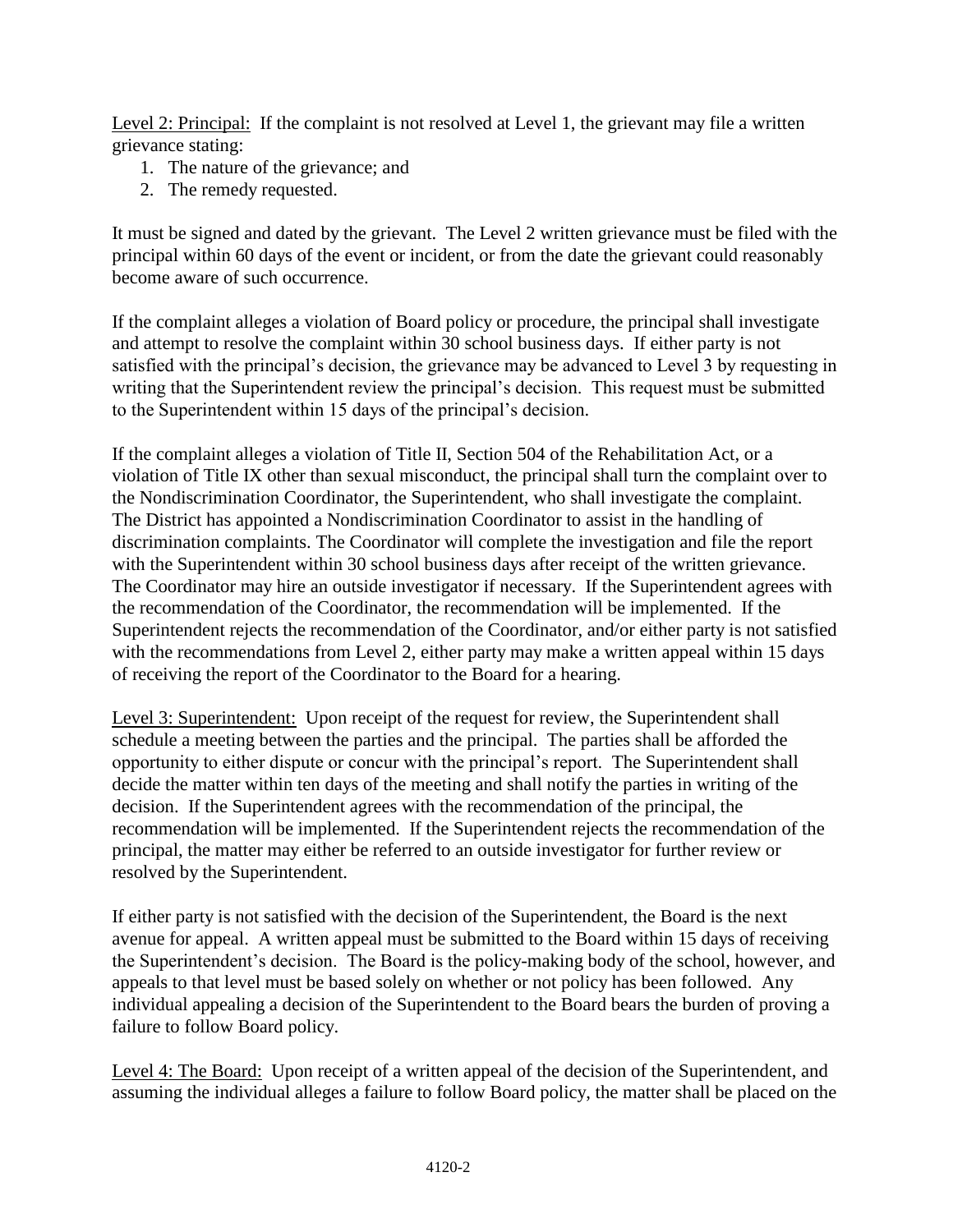Level 2: Principal: If the complaint is not resolved at Level 1, the grievant may file a written grievance stating:

1. The nature of the grievance; and
2. The remedy requested.

It must be signed and dated by the grievant. The Level 2 written grievance must be filed with the principal within 60 days of the event or incident, or from the date the grievant could reasonably become aware of such occurrence.

If the complaint alleges a violation of Board policy or procedure, the principal shall investigate and attempt to resolve the complaint within 30 school business days. If either party is not satisfied with the principal's decision, the grievance may be advanced to Level 3 by requesting in writing that the Superintendent review the principal's decision. This request must be submitted to the Superintendent within 15 days of the principal's decision.

If the complaint alleges a violation of Title II, Section 504 of the Rehabilitation Act, or a violation of Title IX other than sexual misconduct, the principal shall turn the complaint over to the Nondiscrimination Coordinator, the Superintendent, who shall investigate the complaint. The District has appointed a Nondiscrimination Coordinator to assist in the handling of discrimination complaints. The Coordinator will complete the investigation and file the report with the Superintendent within 30 school business days after receipt of the written grievance. The Coordinator may hire an outside investigator if necessary. If the Superintendent agrees with the recommendation of the Coordinator, the recommendation will be implemented. If the Superintendent rejects the recommendation of the Coordinator, and/or either party is not satisfied with the recommendations from Level 2, either party may make a written appeal within 15 days of receiving the report of the Coordinator to the Board for a hearing.

Level 3: Superintendent: Upon receipt of the request for review, the Superintendent shall schedule a meeting between the parties and the principal. The parties shall be afforded the opportunity to either dispute or concur with the principal's report. The Superintendent shall decide the matter within ten days of the meeting and shall notify the parties in writing of the decision. If the Superintendent agrees with the recommendation of the principal, the recommendation will be implemented. If the Superintendent rejects the recommendation of the principal, the matter may either be referred to an outside investigator for further review or resolved by the Superintendent.

If either party is not satisfied with the decision of the Superintendent, the Board is the next avenue for appeal. A written appeal must be submitted to the Board within 15 days of receiving the Superintendent's decision. The Board is the policy-making body of the school, however, and appeals to that level must be based solely on whether or not policy has been followed. Any individual appealing a decision of the Superintendent to the Board bears the burden of proving a failure to follow Board policy.

Level 4: The Board: Upon receipt of a written appeal of the decision of the Superintendent, and assuming the individual alleges a failure to follow Board policy, the matter shall be placed on the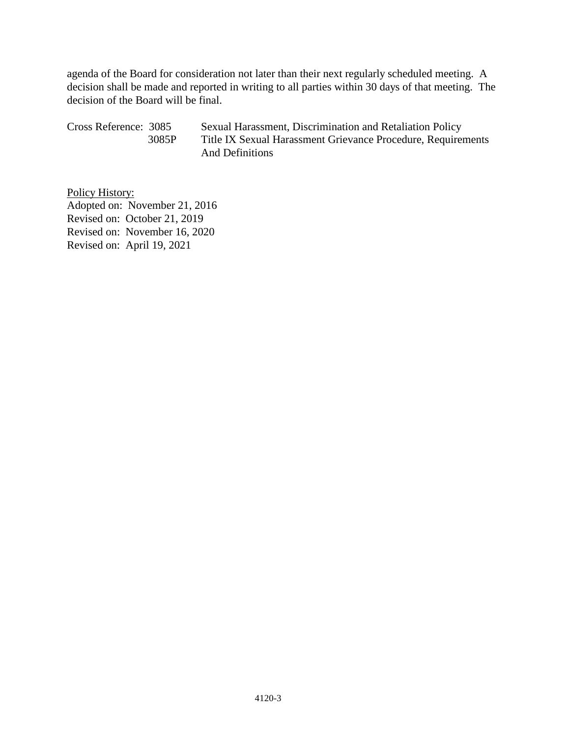agenda of the Board for consideration not later than their next regularly scheduled meeting. A decision shall be made and reported in writing to all parties within 30 days of that meeting. The decision of the Board will be final.

| | | |
|---|---|---|
| Cross Reference: | 3085 | Sexual Harassment, Discrimination and Retaliation Policy |
| | 3085P | Title IX Sexual Harassment Grievance Procedure, Requirements And Definitions |

Policy History:
Adopted on: November 21, 2016
Revised on: October 21, 2019
Revised on: November 16, 2020
Revised on: April 19, 2021